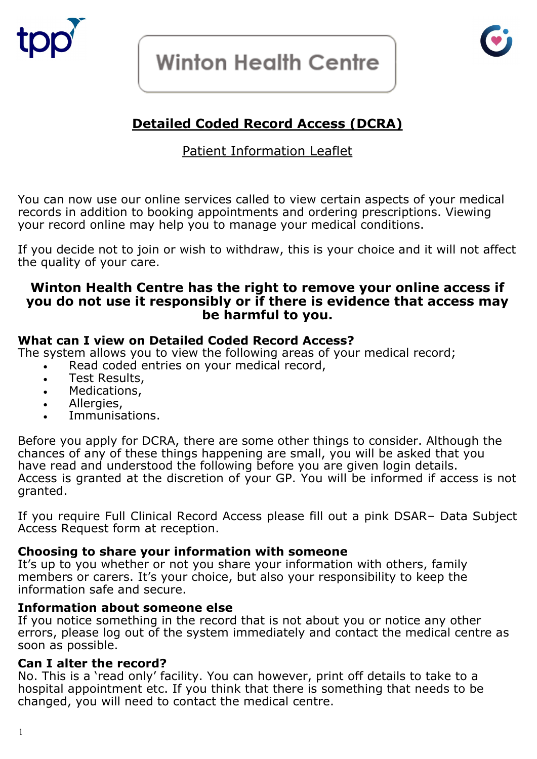# Winton Health Centre

## Detailed Coded Record Access (DCRA)

Patient Information Leaflet

You can now use our online services called to view certain aspects of your medical records in addition to booking appointments and ordering prescriptions. Viewing your record online may help you to manage your medical conditions.

If you decide not to join or wish to withdraw, this is your choice and it will not affect the quality of your care.

**Winton Health Centre has the right to remove your online access if you do not use it responsibly or if there is evidence that access may be harmful to you.**

### What can I view on Detailed Coded Record Access?

The system allows you to view the following areas of your medical record;

- Read coded entries on your medical record,
- Test Results,
- Medications,
- Allergies,
- Immunisations.

Before you apply for DCRA, there are some other things to consider. Although the chances of any of these things happening are small, you will be asked that you have read and understood the following before you are given login details. Access is granted at the discretion of your GP. You will be informed if access is not granted.

If you require Full Clinical Record Access please fill out a pink DSAR– Data Subject Access Request form at reception.

### Choosing to share your information with someone

It's up to you whether or not you share your information with others, family members or carers. It's your choice, but also your responsibility to keep the information safe and secure.

### Information about someone else

If you notice something in the record that is not about you or notice any other errors, please log out of the system immediately and contact the medical centre as soon as possible.

### Can I alter the record?

No. This is a 'read only' facility. You can however, print off details to take to a hospital appointment etc. If you think that there is something that needs to be changed, you will need to contact the medical centre.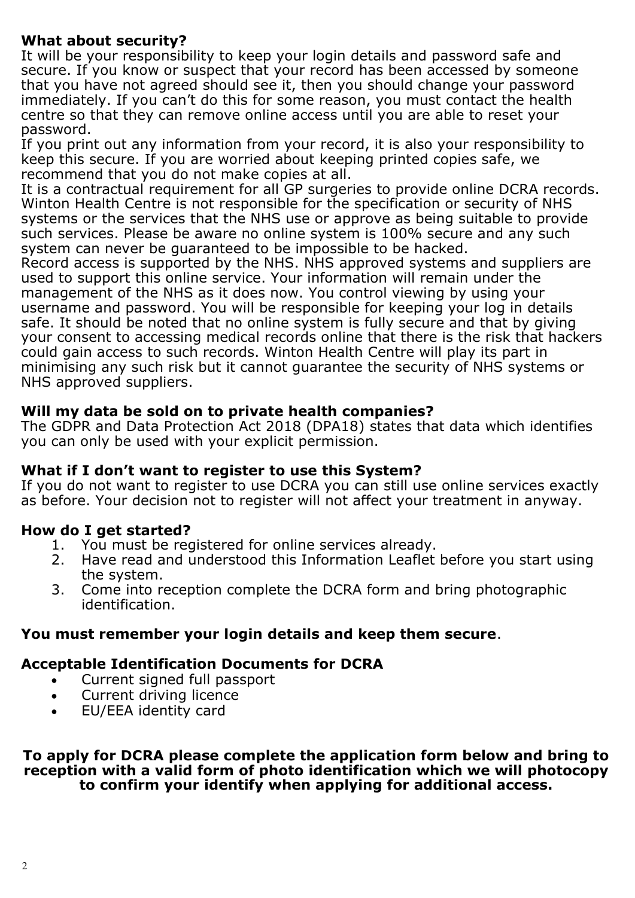**What about security?**
It will be your responsibility to keep your login details and password safe and secure. If you know or suspect that your record has been accessed by someone that you have not agreed should see it, then you should change your password immediately. If you can't do this for some reason, you must contact the health centre so that they can remove online access until you are able to reset your password.
If you print out any information from your record, it is also your responsibility to keep this secure. If you are worried about keeping printed copies safe, we recommend that you do not make copies at all.
It is a contractual requirement for all GP surgeries to provide online DCRA records. Winton Health Centre is not responsible for the specification or security of NHS systems or the services that the NHS use or approve as being suitable to provide such services. Please be aware no online system is 100% secure and any such system can never be guaranteed to be impossible to be hacked.
Record access is supported by the NHS. NHS approved systems and suppliers are used to support this online service. Your information will remain under the management of the NHS as it does now. You control viewing by using your username and password. You will be responsible for keeping your log in details safe. It should be noted that no online system is fully secure and that by giving your consent to accessing medical records online that there is the risk that hackers could gain access to such records. Winton Health Centre will play its part in minimising any such risk but it cannot guarantee the security of NHS systems or NHS approved suppliers.

**Will my data be sold on to private health companies?**
The GDPR and Data Protection Act 2018 (DPA18) states that data which identifies you can only be used with your explicit permission.

**What if I don't want to register to use this System?**
If you do not want to register to use DCRA you can still use online services exactly as before. Your decision not to register will not affect your treatment in anyway.

**How do I get started?**

1. You must be registered for online services already.
2. Have read and understood this Information Leaflet before you start using the system.
3. Come into reception complete the DCRA form and bring photographic identification.

**You must remember your login details and keep them secure**.

**Acceptable Identification Documents for DCRA**

- Current signed full passport
- Current driving licence
- EU/EEA identity card

**To apply for DCRA please complete the application form below and bring to reception with a valid form of photo identification which we will photocopy to confirm your identify when applying for additional access.**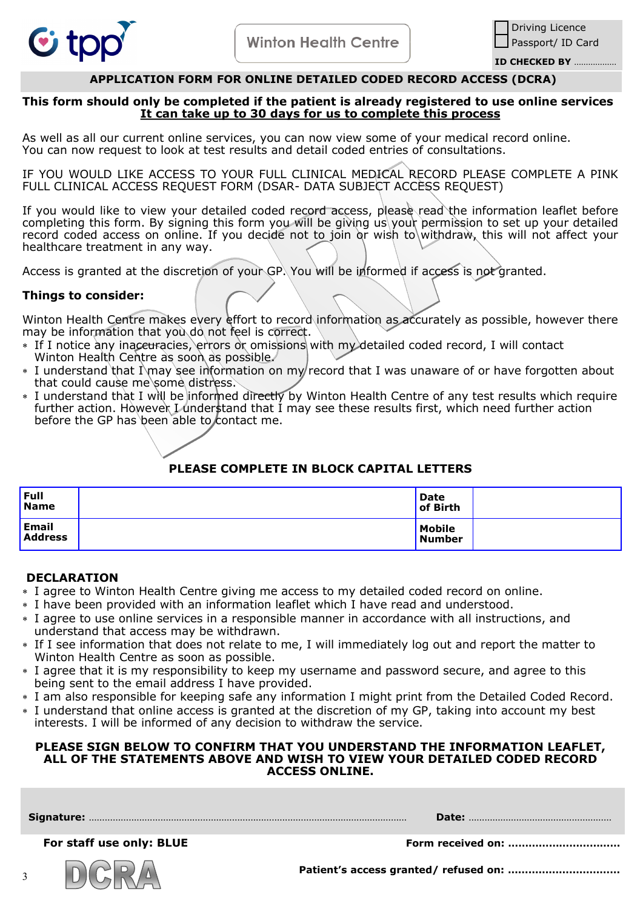Winton Health Centre

☐ Driving Licence
☐ Passport/ ID Card

**ID CHECKED BY** ………………

## APPLICATION FORM FOR ONLINE DETAILED CODED RECORD ACCESS (DCRA)

**This form should only be completed if the patient is already registered to use online services**
**<u>It can take up to 30 days for us to complete this process</u>**

As well as all our current online services, you can now view some of your medical record online. You can now request to look at test results and detail coded entries of consultations.

IF YOU WOULD LIKE ACCESS TO YOUR FULL CLINICAL MEDICAL RECORD PLEASE COMPLETE A PINK FULL CLINICAL ACCESS REQUEST FORM (DSAR- DATA SUBJECT ACCESS REQUEST)

If you would like to view your detailed coded record access, please read the information leaflet before completing this form. By signing this form you will be giving us your permission to set up your detailed record coded access on online. If you decide not to join or wish to withdraw, this will not affect your healthcare treatment in any way.

Access is granted at the discretion of your GP. You will be informed if access is not granted.

**Things to consider:**

Winton Health Centre makes every effort to record information as accurately as possible, however there may be information that you do not feel is correct.

- If I notice any inaccuracies, errors or omissions with my detailed coded record, I will contact Winton Health Centre as soon as possible.
- I understand that I may see information on my record that I was unaware of or have forgotten about that could cause me some distress.
- I understand that I will be informed directly by Winton Health Centre of any test results which require further action. However I understand that I may see these results first, which need further action before the GP has been able to contact me.

**PLEASE COMPLETE IN BLOCK CAPITAL LETTERS**

| | | | |
|---|---|---|---|
| **Full Name** | | **Date of Birth** | |
| **Email Address** | | **Mobile Number** | |

**DECLARATION**

- I agree to Winton Health Centre giving me access to my detailed coded record on online.
- I have been provided with an information leaflet which I have read and understood.
- I agree to use online services in a responsible manner in accordance with all instructions, and understand that access may be withdrawn.
- If I see information that does not relate to me, I will immediately log out and report the matter to Winton Health Centre as soon as possible.
- I agree that it is my responsibility to keep my username and password secure, and agree to this being sent to the email address I have provided.
- I am also responsible for keeping safe any information I might print from the Detailed Coded Record.
- I understand that online access is granted at the discretion of my GP, taking into account my best interests. I will be informed of any decision to withdraw the service.

**PLEASE SIGN BELOW TO CONFIRM THAT YOU UNDERSTAND THE INFORMATION LEAFLET, ALL OF THE STATEMENTS ABOVE AND WISH TO VIEW YOUR DETAILED CODED RECORD ACCESS ONLINE.**

**Signature:** ………………………………………………………… **Date:** ……………………………………

**For staff use only: BLUE** **Form received on:** ……………………………

DCRA **Patient's access granted/ refused on:** ……………………………